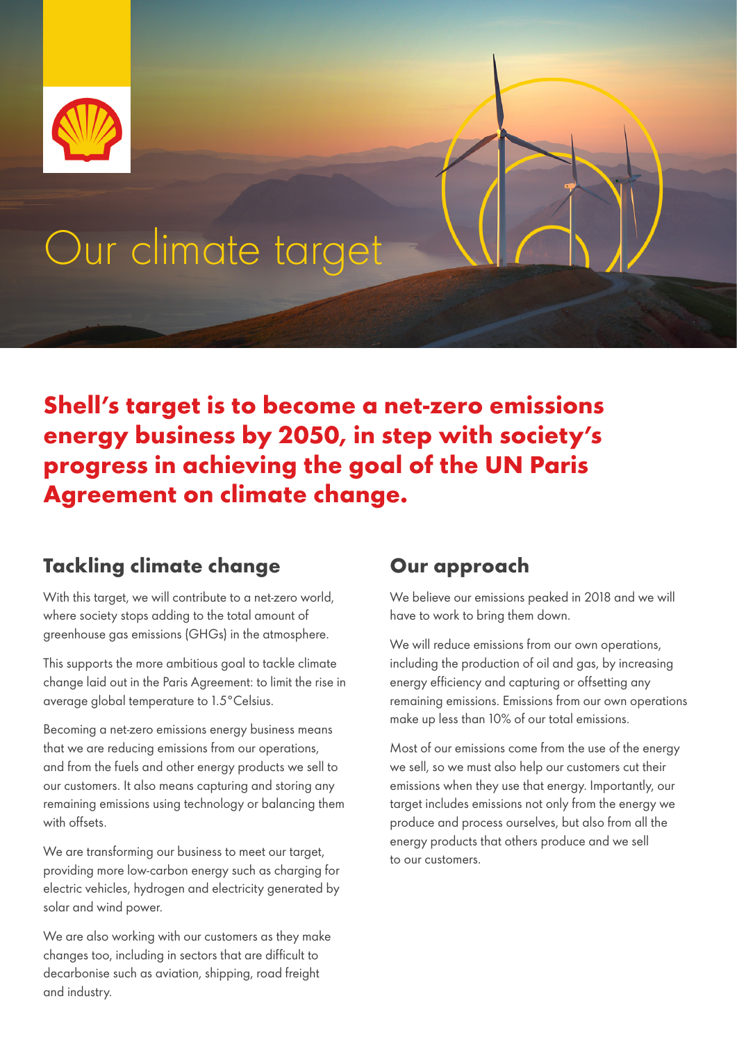# Our climate target

**Shell's target is to become a net-zero emissions energy business by 2050, in step with society's progress in achieving the goal of the UN Paris Agreement on climate change.**

## Tackling climate change

With this target, we will contribute to a net-zero world, where society stops adding to the total amount of greenhouse gas emissions (GHGs) in the atmosphere.

This supports the more ambitious goal to tackle climate change laid out in the Paris Agreement: to limit the rise in average global temperature to 1.5°Celsius.

Becoming a net-zero emissions energy business means that we are reducing emissions from our operations, and from the fuels and other energy products we sell to our customers. It also means capturing and storing any remaining emissions using technology or balancing them with offsets.

We are transforming our business to meet our target, providing more low-carbon energy such as charging for electric vehicles, hydrogen and electricity generated by solar and wind power.

We are also working with our customers as they make changes too, including in sectors that are difficult to decarbonise such as aviation, shipping, road freight and industry.

## Our approach

We believe our emissions peaked in 2018 and we will have to work to bring them down.

We will reduce emissions from our own operations, including the production of oil and gas, by increasing energy efficiency and capturing or offsetting any remaining emissions. Emissions from our own operations make up less than 10% of our total emissions.

Most of our emissions come from the use of the energy we sell, so we must also help our customers cut their emissions when they use that energy. Importantly, our target includes emissions not only from the energy we produce and process ourselves, but also from all the energy products that others produce and we sell to our customers.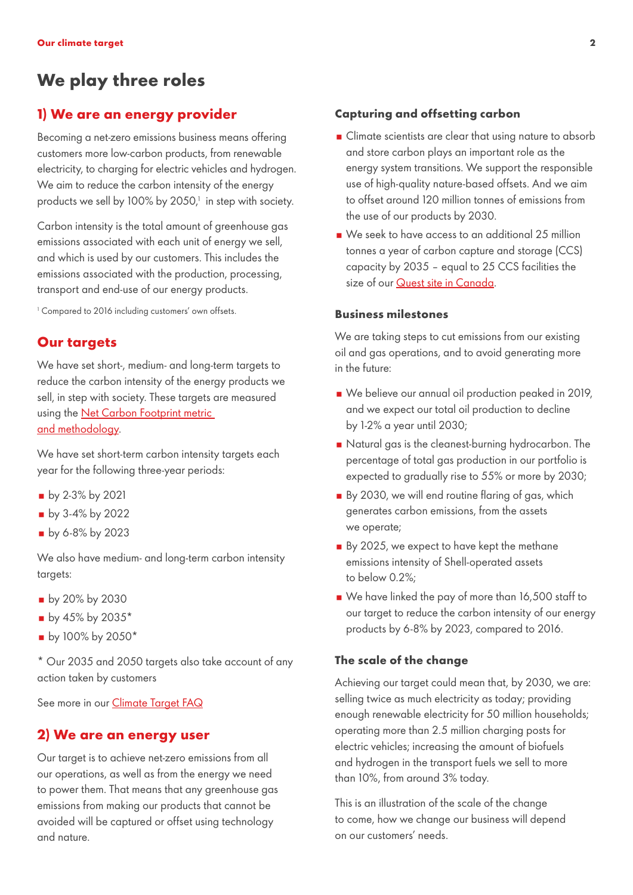# We play three roles

## 1) We are an energy provider

Becoming a net-zero emissions business means offering customers more low-carbon products, from renewable electricity, to charging for electric vehicles and hydrogen. We aim to reduce the carbon intensity of the energy products we sell by 100% by 2050,[1] in step with society.

Carbon intensity is the total amount of greenhouse gas emissions associated with each unit of energy we sell, and which is used by our customers. This includes the emissions associated with the production, processing, transport and end-use of our energy products.

[1] Compared to 2016 including customers' own offsets.

## Our targets

We have set short-, medium- and long-term targets to reduce the carbon intensity of the energy products we sell, in step with society. These targets are measured using the Net Carbon Footprint metric and methodology.

We have set short-term carbon intensity targets each year for the following three-year periods:

- by 2-3% by 2021
- by 3-4% by 2022
- by 6-8% by 2023

We also have medium- and long-term carbon intensity targets:

- by 20% by 2030
- by 45% by 2035*
- by 100% by 2050*

\* Our 2035 and 2050 targets also take account of any action taken by customers

See more in our Climate Target FAQ

## 2) We are an energy user

Our target is to achieve net-zero emissions from all our operations, as well as from the energy we need to power them. That means that any greenhouse gas emissions from making our products that cannot be avoided will be captured or offset using technology and nature.

### Capturing and offsetting carbon

- Climate scientists are clear that using nature to absorb and store carbon plays an important role as the energy system transitions. We support the responsible use of high-quality nature-based offsets. And we aim to offset around 120 million tonnes of emissions from the use of our products by 2030.
- We seek to have access to an additional 25 million tonnes a year of carbon capture and storage (CCS) capacity by 2035 – equal to 25 CCS facilities the size of our Quest site in Canada.

### Business milestones

We are taking steps to cut emissions from our existing oil and gas operations, and to avoid generating more in the future:

- We believe our annual oil production peaked in 2019, and we expect our total oil production to decline by 1-2% a year until 2030;
- Natural gas is the cleanest-burning hydrocarbon. The percentage of total gas production in our portfolio is expected to gradually rise to 55% or more by 2030;
- By 2030, we will end routine flaring of gas, which generates carbon emissions, from the assets we operate;
- By 2025, we expect to have kept the methane emissions intensity of Shell-operated assets to below 0.2%;
- We have linked the pay of more than 16,500 staff to our target to reduce the carbon intensity of our energy products by 6-8% by 2023, compared to 2016.

### The scale of the change

Achieving our target could mean that, by 2030, we are: selling twice as much electricity as today; providing enough renewable electricity for 50 million households; operating more than 2.5 million charging posts for electric vehicles; increasing the amount of biofuels and hydrogen in the transport fuels we sell to more than 10%, from around 3% today.

This is an illustration of the scale of the change to come, how we change our business will depend on our customers' needs.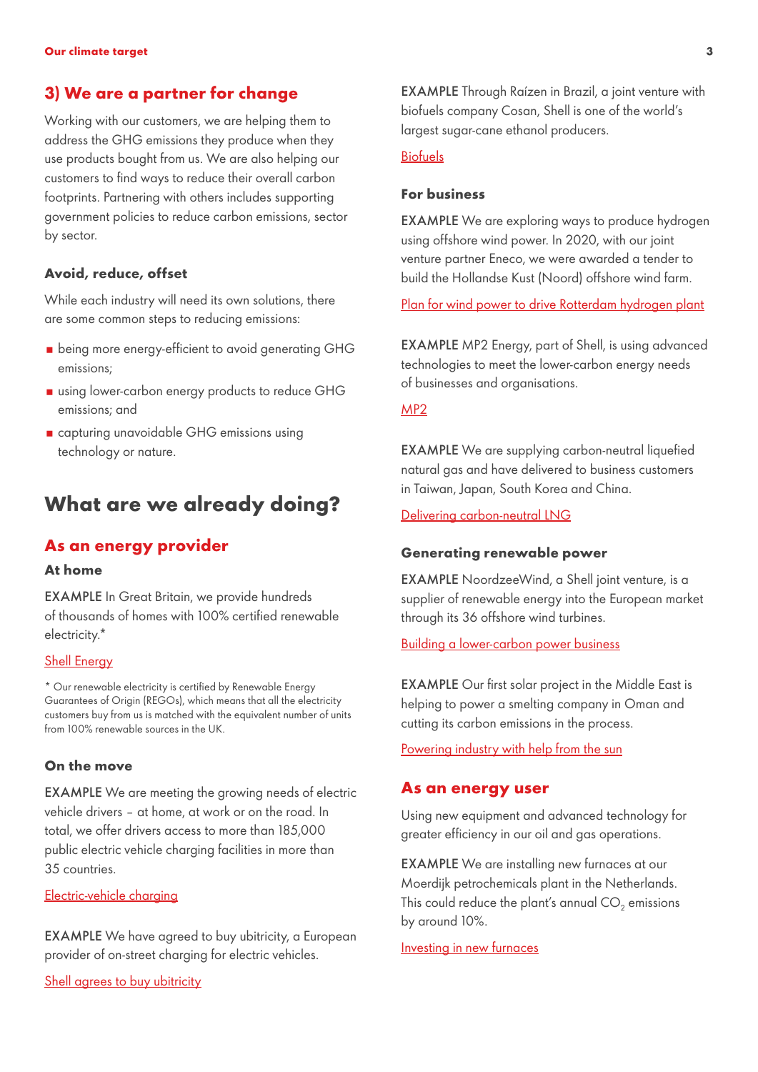## 3) We are a partner for change

Working with our customers, we are helping them to address the GHG emissions they produce when they use products bought from us. We are also helping our customers to find ways to reduce their overall carbon footprints. Partnering with others includes supporting government policies to reduce carbon emissions, sector by sector.

### Avoid, reduce, offset

While each industry will need its own solutions, there are some common steps to reducing emissions:

- being more energy-efficient to avoid generating GHG emissions;
- using lower-carbon energy products to reduce GHG emissions; and
- capturing unavoidable GHG emissions using technology or nature.

# What are we already doing?

## As an energy provider

### At home

EXAMPLE In Great Britain, we provide hundreds of thousands of homes with 100% certified renewable electricity.*

Shell Energy

* Our renewable electricity is certified by Renewable Energy Guarantees of Origin (REGOs), which means that all the electricity customers buy from us is matched with the equivalent number of units from 100% renewable sources in the UK.

### On the move

EXAMPLE We are meeting the growing needs of electric vehicle drivers – at home, at work or on the road. In total, we offer drivers access to more than 185,000 public electric vehicle charging facilities in more than 35 countries.

Electric-vehicle charging

EXAMPLE We have agreed to buy ubitricity, a European provider of on-street charging for electric vehicles.

Shell agrees to buy ubitricity

EXAMPLE Through Raízen in Brazil, a joint venture with biofuels company Cosan, Shell is one of the world's largest sugar-cane ethanol producers.

Biofuels

### For business

EXAMPLE We are exploring ways to produce hydrogen using offshore wind power. In 2020, with our joint venture partner Eneco, we were awarded a tender to build the Hollandse Kust (Noord) offshore wind farm.

Plan for wind power to drive Rotterdam hydrogen plant

EXAMPLE MP2 Energy, part of Shell, is using advanced technologies to meet the lower-carbon energy needs of businesses and organisations.

MP2

EXAMPLE We are supplying carbon-neutral liquefied natural gas and have delivered to business customers in Taiwan, Japan, South Korea and China.

Delivering carbon-neutral LNG

### Generating renewable power

EXAMPLE NoordzeeWind, a Shell joint venture, is a supplier of renewable energy into the European market through its 36 offshore wind turbines.

Building a lower-carbon power business

EXAMPLE Our first solar project in the Middle East is helping to power a smelting company in Oman and cutting its carbon emissions in the process.

Powering industry with help from the sun

## As an energy user

Using new equipment and advanced technology for greater efficiency in our oil and gas operations.

EXAMPLE We are installing new furnaces at our Moerdijk petrochemicals plant in the Netherlands. This could reduce the plant's annual $CO_2$ emissions by around 10%.

Investing in new furnaces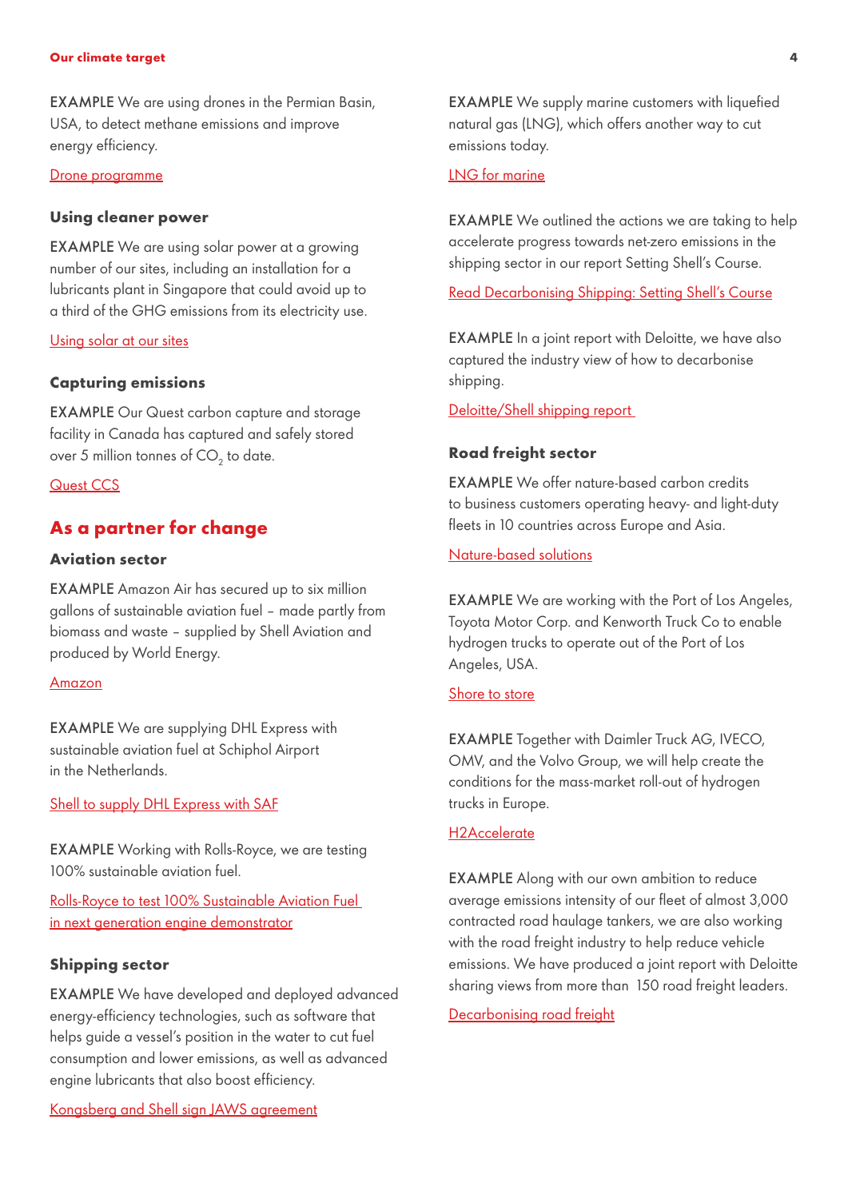**EXAMPLE** We are using drones in the Permian Basin, USA, to detect methane emissions and improve energy efficiency.

Drone programme

### Using cleaner power

**EXAMPLE** We are using solar power at a growing number of our sites, including an installation for a lubricants plant in Singapore that could avoid up to a third of the GHG emissions from its electricity use.

Using solar at our sites

### Capturing emissions

**EXAMPLE** Our Quest carbon capture and storage facility in Canada has captured and safely stored over 5 million tonnes of $CO_2$ to date.

Quest CCS

## As a partner for change

### Aviation sector

**EXAMPLE** Amazon Air has secured up to six million gallons of sustainable aviation fuel – made partly from biomass and waste – supplied by Shell Aviation and produced by World Energy.

Amazon

**EXAMPLE** We are supplying DHL Express with sustainable aviation fuel at Schiphol Airport in the Netherlands.

Shell to supply DHL Express with SAF

**EXAMPLE** Working with Rolls-Royce, we are testing 100% sustainable aviation fuel.

Rolls-Royce to test 100% Sustainable Aviation Fuel in next generation engine demonstrator

### Shipping sector

**EXAMPLE** We have developed and deployed advanced energy-efficiency technologies, such as software that helps guide a vessel's position in the water to cut fuel consumption and lower emissions, as well as advanced engine lubricants that also boost efficiency.

Kongsberg and Shell sign JAWS agreement

**EXAMPLE** We supply marine customers with liquefied natural gas (LNG), which offers another way to cut emissions today.

LNG for marine

**EXAMPLE** We outlined the actions we are taking to help accelerate progress towards net-zero emissions in the shipping sector in our report Setting Shell's Course.

Read Decarbonising Shipping: Setting Shell's Course

**EXAMPLE** In a joint report with Deloitte, we have also captured the industry view of how to decarbonise shipping.

Deloitte/Shell shipping report

### Road freight sector

**EXAMPLE** We offer nature-based carbon credits to business customers operating heavy- and light-duty fleets in 10 countries across Europe and Asia.

Nature-based solutions

**EXAMPLE** We are working with the Port of Los Angeles, Toyota Motor Corp. and Kenworth Truck Co to enable hydrogen trucks to operate out of the Port of Los Angeles, USA.

Shore to store

**EXAMPLE** Together with Daimler Truck AG, IVECO, OMV, and the Volvo Group, we will help create the conditions for the mass-market roll-out of hydrogen trucks in Europe.

H2Accelerate

**EXAMPLE** Along with our own ambition to reduce average emissions intensity of our fleet of almost 3,000 contracted road haulage tankers, we are also working with the road freight industry to help reduce vehicle emissions. We have produced a joint report with Deloitte sharing views from more than 150 road freight leaders.

Decarbonising road freight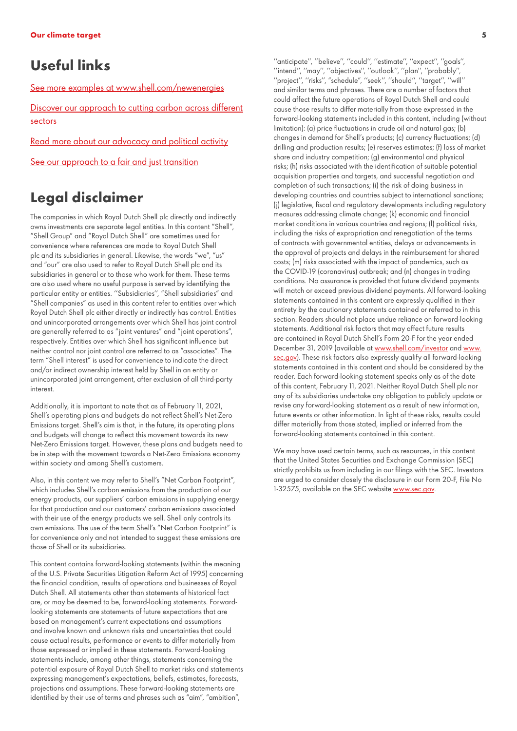## Useful links

[See more examples at www.shell.com/newenergies]

[Discover our approach to cutting carbon across different sectors]

[Read more about our advocacy and political activity]

[See our approach to a fair and just transition]

## Legal disclaimer

The companies in which Royal Dutch Shell plc directly and indirectly owns investments are separate legal entities. In this content "Shell", "Shell Group" and "Royal Dutch Shell" are sometimes used for convenience where references are made to Royal Dutch Shell plc and its subsidiaries in general. Likewise, the words "we", "us" and "our" are also used to refer to Royal Dutch Shell plc and its subsidiaries in general or to those who work for them. These terms are also used where no useful purpose is served by identifying the particular entity or entities. ''Subsidiaries'', "Shell subsidiaries" and "Shell companies" as used in this content refer to entities over which Royal Dutch Shell plc either directly or indirectly has control. Entities and unincorporated arrangements over which Shell has joint control are generally referred to as "joint ventures" and "joint operations", respectively. Entities over which Shell has significant influence but neither control nor joint control are referred to as "associates". The term "Shell interest" is used for convenience to indicate the direct and/or indirect ownership interest held by Shell in an entity or unincorporated joint arrangement, after exclusion of all third-party interest.

Additionally, it is important to note that as of February 11, 2021, Shell's operating plans and budgets do not reflect Shell's Net-Zero Emissions target. Shell's aim is that, in the future, its operating plans and budgets will change to reflect this movement towards its new Net-Zero Emissions target. However, these plans and budgets need to be in step with the movement towards a Net-Zero Emissions economy within society and among Shell's customers.

Also, in this content we may refer to Shell's "Net Carbon Footprint", which includes Shell's carbon emissions from the production of our energy products, our suppliers' carbon emissions in supplying energy for that production and our customers' carbon emissions associated with their use of the energy products we sell. Shell only controls its own emissions. The use of the term Shell's "Net Carbon Footprint" is for convenience only and not intended to suggest these emissions are those of Shell or its subsidiaries.

This content contains forward-looking statements (within the meaning of the U.S. Private Securities Litigation Reform Act of 1995) concerning the financial condition, results of operations and businesses of Royal Dutch Shell. All statements other than statements of historical fact are, or may be deemed to be, forward-looking statements. Forward-looking statements are statements of future expectations that are based on management's current expectations and assumptions and involve known and unknown risks and uncertainties that could cause actual results, performance or events to differ materially from those expressed or implied in these statements. Forward-looking statements include, among other things, statements concerning the potential exposure of Royal Dutch Shell to market risks and statements expressing management's expectations, beliefs, estimates, forecasts, projections and assumptions. These forward-looking statements are identified by their use of terms and phrases such as "aim", "ambition", ''anticipate'', ''believe'', ''could'', ''estimate'', ''expect'', ''goals'', ''intend'', ''may'', ''objectives'', ''outlook'', ''plan'', ''probably'', ''project'', ''risks'', "schedule", ''seek'', ''should'', ''target'', ''will'' and similar terms and phrases. There are a number of factors that could affect the future operations of Royal Dutch Shell and could cause those results to differ materially from those expressed in the forward-looking statements included in this content, including (without limitation): (a) price fluctuations in crude oil and natural gas; (b) changes in demand for Shell's products; (c) currency fluctuations; (d) drilling and production results; (e) reserves estimates; (f) loss of market share and industry competition; (g) environmental and physical risks; (h) risks associated with the identification of suitable potential acquisition properties and targets, and successful negotiation and completion of such transactions; (i) the risk of doing business in developing countries and countries subject to international sanctions; (j) legislative, fiscal and regulatory developments including regulatory measures addressing climate change; (k) economic and financial market conditions in various countries and regions; (l) political risks, including the risks of expropriation and renegotiation of the terms of contracts with governmental entities, delays or advancements in the approval of projects and delays in the reimbursement for shared costs; (m) risks associated with the impact of pandemics, such as the COVID-19 (coronavirus) outbreak; and (n) changes in trading conditions. No assurance is provided that future dividend payments will match or exceed previous dividend payments. All forward-looking statements contained in this content are expressly qualified in their entirety by the cautionary statements contained or referred to in this section. Readers should not place undue reliance on forward-looking statements. Additional risk factors that may affect future results are contained in Royal Dutch Shell's Form 20-F for the year ended December 31, 2019 (available at www.shell.com/investor and www.sec.gov). These risk factors also expressly qualify all forward-looking statements contained in this content and should be considered by the reader. Each forward-looking statement speaks only as of the date of this content, February 11, 2021. Neither Royal Dutch Shell plc nor any of its subsidiaries undertake any obligation to publicly update or revise any forward-looking statement as a result of new information, future events or other information. In light of these risks, results could differ materially from those stated, implied or inferred from the forward-looking statements contained in this content.

We may have used certain terms, such as resources, in this content that the United States Securities and Exchange Commission (SEC) strictly prohibits us from including in our filings with the SEC. Investors are urged to consider closely the disclosure in our Form 20-F, File No 1-32575, available on the SEC website www.sec.gov.